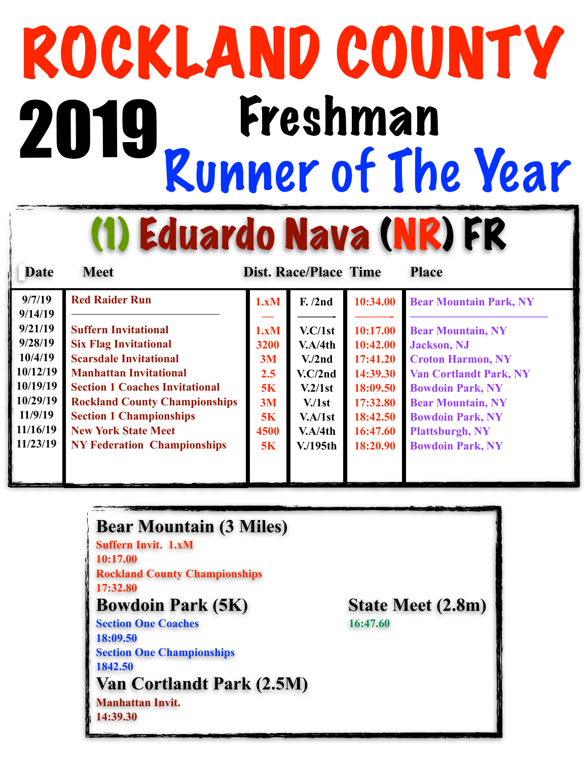# ROCKLAND COUNTY

# 2019 Freshman Runner of The Year

## (1) Eduardo Nava (NR) FR

| Date | Meet | Dist. | Race/Place | Time | Place |
|---|---|---|---|---|---|
| 9/7/19 | Red Raider Run | 1.xM | F. /2nd | 10:34.00 | Bear Mountain Park, NY |
| 9/14/19 | ——————————— | — | ———- | ——— | ————————————— |
| 9/21/19 | Suffern Invitational | 1.xM | V.C/1st | 10:17.00 | Bear Mountain, NY |
| 9/28/19 | Six Flag Invitational | 3200 | V.A/4th | 10:42.00 | Jackson, NJ |
| 10/4/19 | Scarsdale Invitational | 3M | V./2nd | 17:41.20 | Croton Harmon, NY |
| 10/12/19 | Manhattan Invitational | 2.5 | V.C/2nd | 14:39.30 | Van Cortlandt Park, NY |
| 10/19/19 | Section 1 Coaches Invitational | 5K | V.2/1st | 18:09.50 | Bowdoin Park, NY |
| 10/29/19 | Rockland County Championships | 3M | V./1st | 17:32.80 | Bear Mountain, NY |
| 11/9/19 | Section 1 Championships | 5K | V.A/1st | 18:42.50 | Bowdoin Park, NY |
| 11/16/19 | New York State Meet | 4500 | V.A/4th | 16:47.60 | Plattsburgh, NY |
| 11/23/19 | NY Federation Championships | 5K | V./195th | 18:20.90 | Bowdoin Park, NY |

### Bear Mountain (3 Miles)

Suffern Invit. 1.xM
10:17.00
Rockland County Championships
17:32.80

### Bowdoin Park (5K)

Section One Coaches
18:09.50
Section One Championships
1842.50

### Van Cortlandt Park (2.5M)

Manhattan Invit.
14:39.30

### State Meet (2.8m)

16:47.60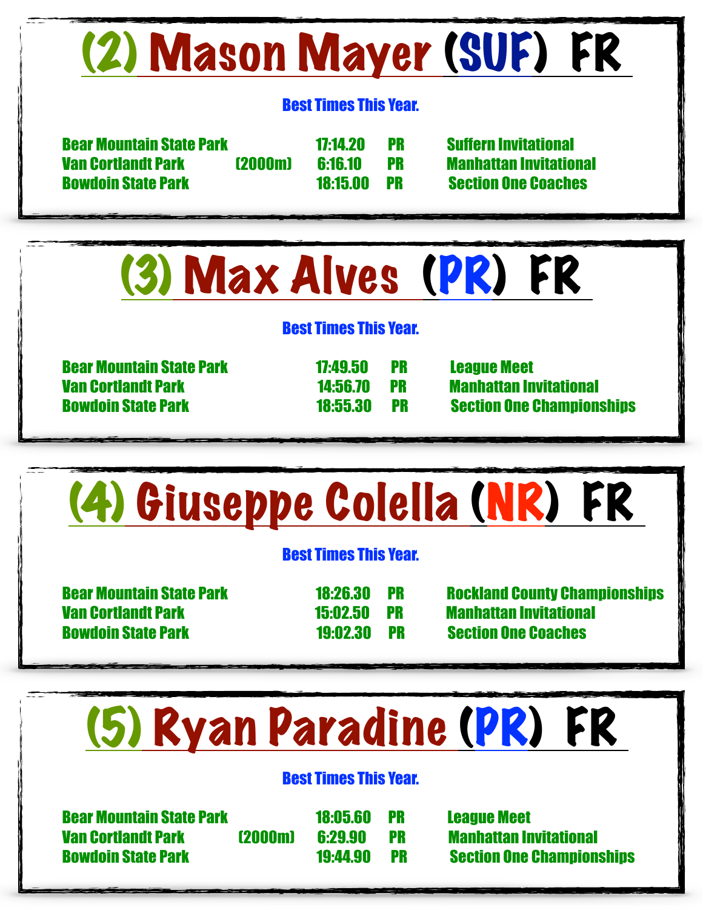## (2) Mason Mayer (SUF) FR

**Best Times This Year.**

| | | | | |
|---|---|---|---|---|
| Bear Mountain State Park | | 17:14.20 | PR | Suffern Invitational |
| Van Cortlandt Park | (2000m) | 6:16.10 | PR | Manhattan Invitational |
| Bowdoin State Park | | 18:15.00 | PR | Section One Coaches |

## (3) Max Alves (PR) FR

**Best Times This Year.**

| | | | | |
|---|---|---|---|---|
| Bear Mountain State Park | | 17:49.50 | PR | League Meet |
| Van Cortlandt Park | | 14:56.70 | PR | Manhattan Invitational |
| Bowdoin State Park | | 18:55.30 | PR | Section One Championships |

## (4) Giuseppe Colella (NR) FR

**Best Times This Year.**

| | | | | |
|---|---|---|---|---|
| Bear Mountain State Park | | 18:26.30 | PR | Rockland County Championships |
| Van Cortlandt Park | | 15:02.50 | PR | Manhattan Invitational |
| Bowdoin State Park | | 19:02.30 | PR | Section One Coaches |

## (5) Ryan Paradine (PR) FR

**Best Times This Year.**

| | | | | |
|---|---|---|---|---|
| Bear Mountain State Park | | 18:05.60 | PR | League Meet |
| Van Cortlandt Park | (2000m) | 6:29.90 | PR | Manhattan Invitational |
| Bowdoin State Park | | 19:44.90 | PR | Section One Championships |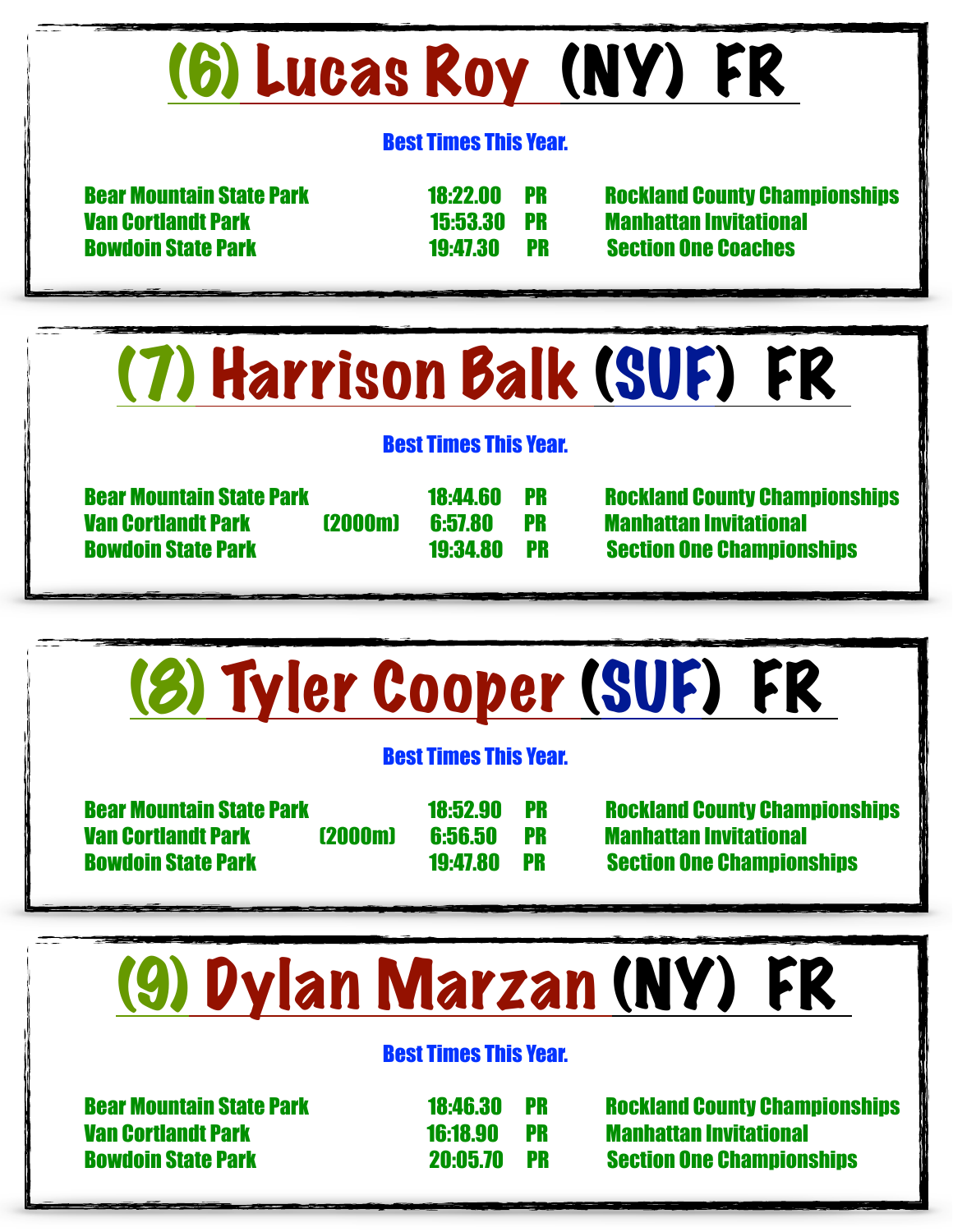## (6) Lucas Roy (NY) FR

**Best Times This Year.**

| | | | | |
|---|---|---|---|---|
| Bear Mountain State Park | | 18:22.00 | PR | Rockland County Championships |
| Van Cortlandt Park | | 15:53.30 | PR | Manhattan Invitational |
| Bowdoin State Park | | 19:47.30 | PR | Section One Coaches |

## (7) Harrison Balk (SUF) FR

**Best Times This Year.**

| | | | | |
|---|---|---|---|---|
| Bear Mountain State Park | | 18:44.60 | PR | Rockland County Championships |
| Van Cortlandt Park | (2000m) | 6:57.80 | PR | Manhattan Invitational |
| Bowdoin State Park | | 19:34.80 | PR | Section One Championships |

## (8) Tyler Cooper (SUF) FR

**Best Times This Year.**

| | | | | |
|---|---|---|---|---|
| Bear Mountain State Park | | 18:52.90 | PR | Rockland County Championships |
| Van Cortlandt Park | (2000m) | 6:56.50 | PR | Manhattan Invitational |
| Bowdoin State Park | | 19:47.80 | PR | Section One Championships |

## (9) Dylan Marzan (NY) FR

**Best Times This Year.**

| | | | | |
|---|---|---|---|---|
| Bear Mountain State Park | | 18:46.30 | PR | Rockland County Championships |
| Van Cortlandt Park | | 16:18.90 | PR | Manhattan Invitational |
| Bowdoin State Park | | 20:05.70 | PR | Section One Championships |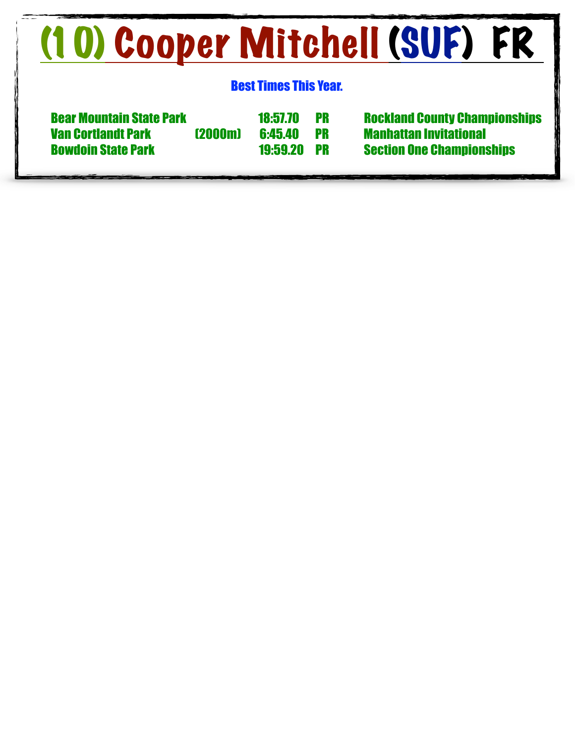# (1 0) Cooper Mitchell (SUF) FR

**Best Times This Year.**

| | | | | |
|---|---|---|---|---|
| Bear Mountain State Park | | 18:57.70 | PR | Rockland County Championships |
| Van Cortlandt Park | (2000m) | 6:45.40 | PR | Manhattan Invitational |
| Bowdoin State Park | | 19:59.20 | PR | Section One Championships |